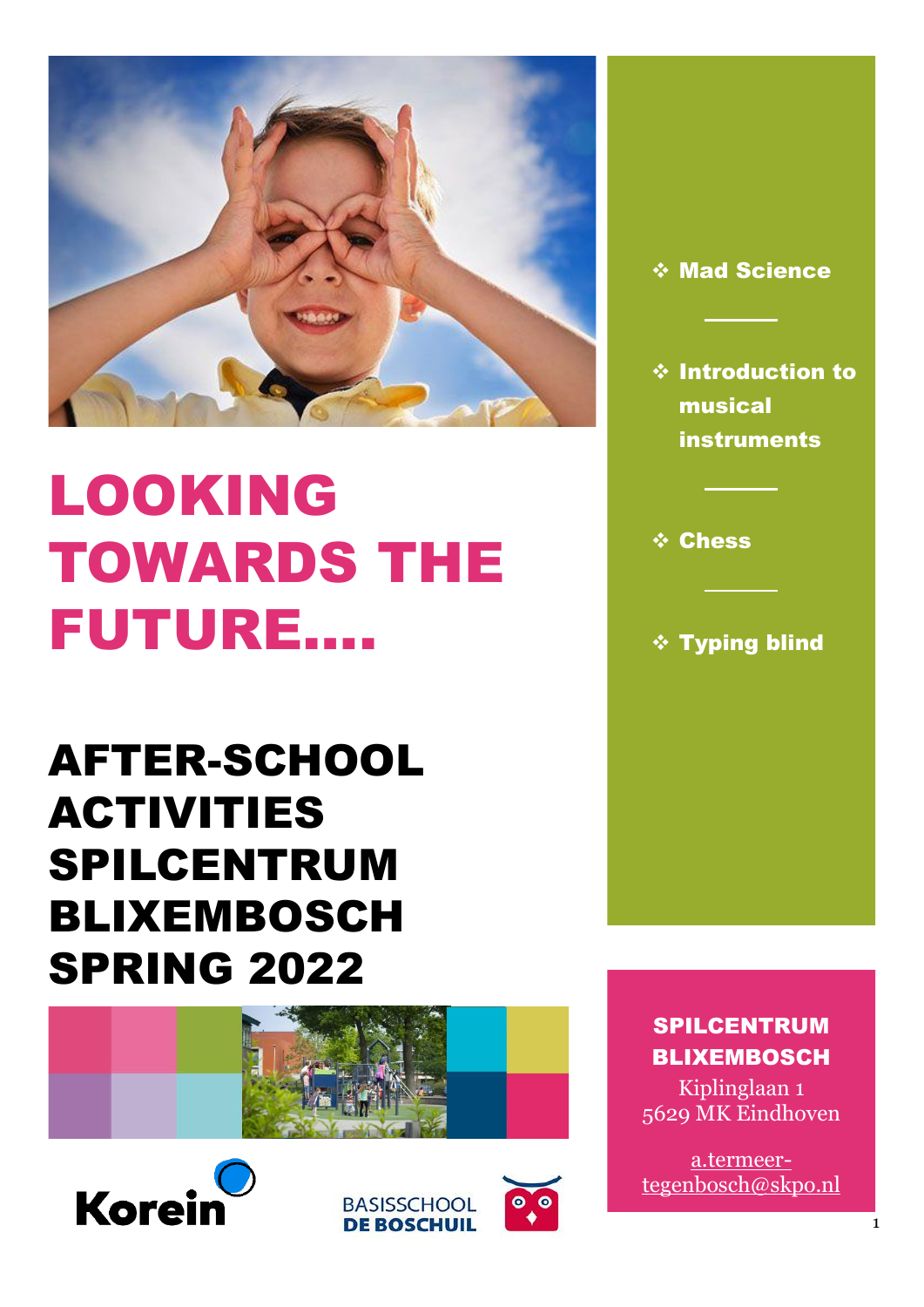# LOOKING TOWARDS THE FUTURE….

## AFTER-SCHOOL ACTIVITIES SPILCENTRUM BLIXEMBOSCH SPRING 2022

- **Mad Science**
- **Introduction to musical instruments**
- **Chess**
- **Typing blind**

**SPILCENTRUM BLIXEMBOSCH**
Kiplinglaan 1
5629 MK Eindhoven

a.termeer-tegenbosch@skpo.nl

Korein

BASISSCHOOL DE BOSCHUIL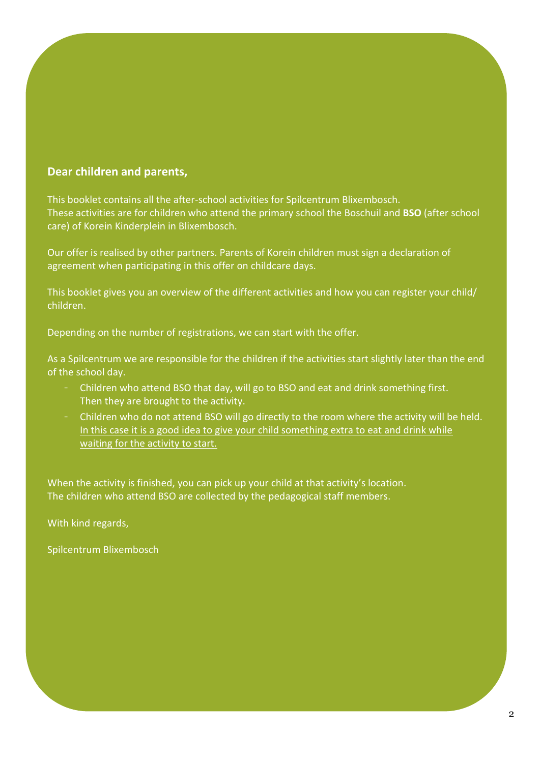**Dear children and parents,**

This booklet contains all the after-school activities for Spilcentrum Blixembosch.
These activities are for children who attend the primary school the Boschuil and **BSO** (after school care) of Korein Kinderplein in Blixembosch.

Our offer is realised by other partners. Parents of Korein children must sign a declaration of agreement when participating in this offer on childcare days.

This booklet gives you an overview of the different activities and how you can register your child/ children.

Depending on the number of registrations, we can start with the offer.

As a Spilcentrum we are responsible for the children if the activities start slightly later than the end of the school day.

- Children who attend BSO that day, will go to BSO and eat and drink something first. Then they are brought to the activity.
- Children who do not attend BSO will go directly to the room where the activity will be held. <u>In this case it is a good idea to give your child something extra to eat and drink while waiting for the activity to start.</u>

When the activity is finished, you can pick up your child at that activity's location.
The children who attend BSO are collected by the pedagogical staff members.

With kind regards,

Spilcentrum Blixembosch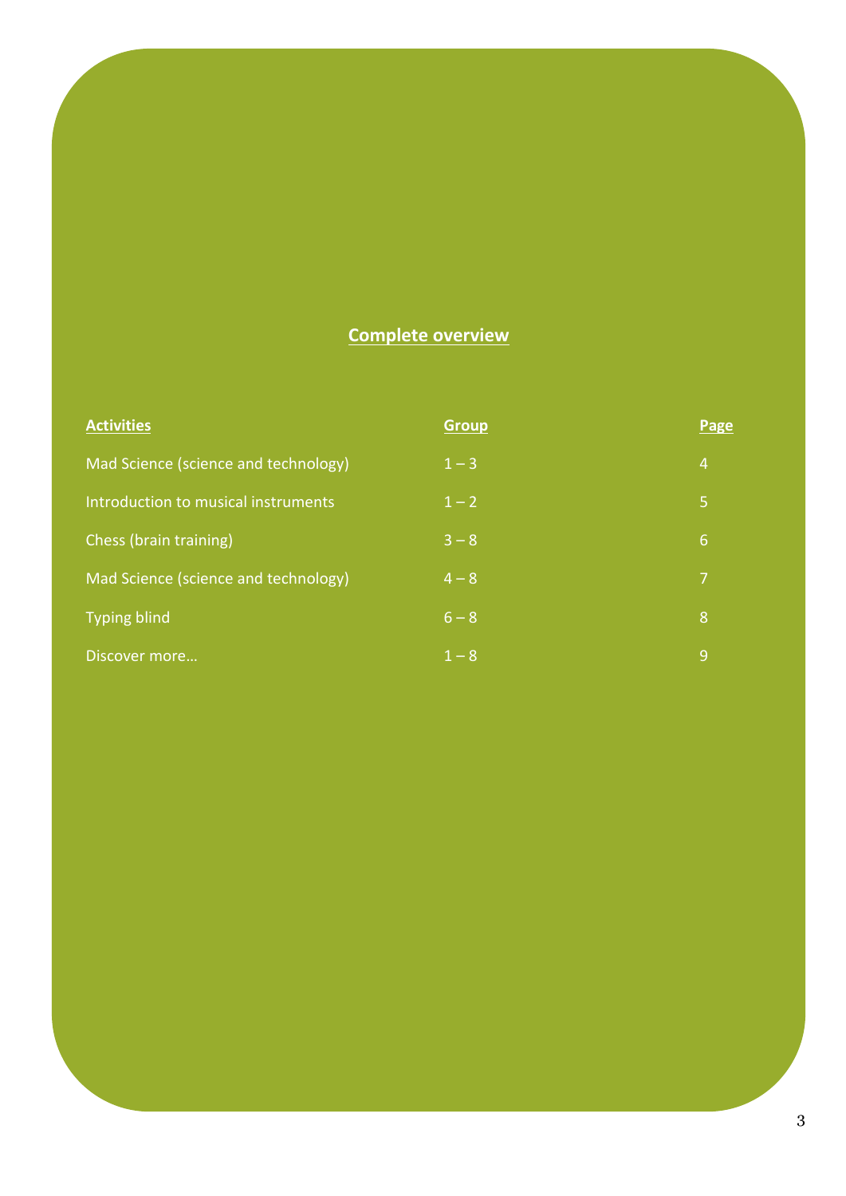## Complete overview

| Activities | Group | Page |
|---|---|---|
| Mad Science (science and technology) | 1 – 3 | 4 |
| Introduction to musical instruments | 1 – 2 | 5 |
| Chess (brain training) | 3 – 8 | 6 |
| Mad Science (science and technology) | 4 – 8 | 7 |
| Typing blind | 6 – 8 | 8 |
| Discover more… | 1 – 8 | 9 |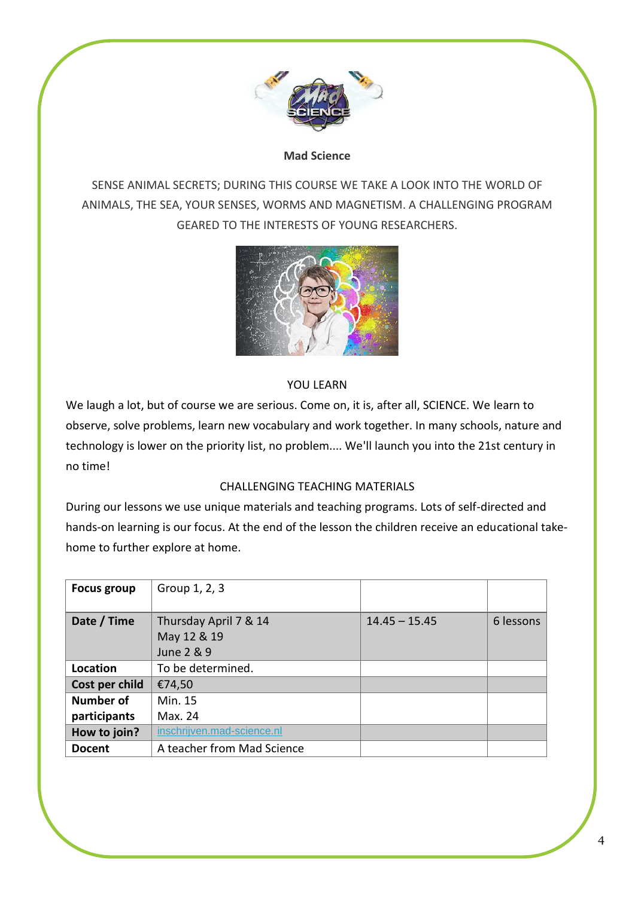**Mad Science**

SENSE ANIMAL SECRETS; DURING THIS COURSE WE TAKE A LOOK INTO THE WORLD OF ANIMALS, THE SEA, YOUR SENSES, WORMS AND MAGNETISM. A CHALLENGING PROGRAM GEARED TO THE INTERESTS OF YOUNG RESEARCHERS.

YOU LEARN

We laugh a lot, but of course we are serious. Come on, it is, after all, SCIENCE. We learn to observe, solve problems, learn new vocabulary and work together. In many schools, nature and technology is lower on the priority list, no problem.... We'll launch you into the 21st century in no time!

CHALLENGING TEACHING MATERIALS

During our lessons we use unique materials and teaching programs. Lots of self-directed and hands-on learning is our focus. At the end of the lesson the children receive an educational take-home to further explore at home.

| **Focus group** | Group 1, 2, 3 | | |
|---|---|---|---|
| **Date / Time** | Thursday April 7 & 14<br>May 12 & 19<br>June 2 & 9 | 14.45 – 15.45 | 6 lessons |
| **Location** | To be determined. | | |
| **Cost per child** | €74,50 | | |
| **Number of participants** | Min. 15<br>Max. 24 | | |
| **How to join?** | inschrijven.mad-science.nl | | |
| **Docent** | A teacher from Mad Science | | |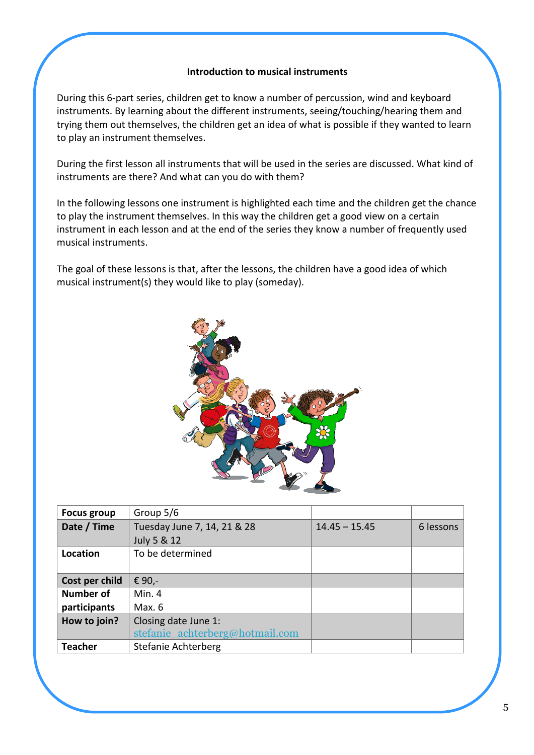### Introduction to musical instruments

During this 6-part series, children get to know a number of percussion, wind and keyboard instruments. By learning about the different instruments, seeing/touching/hearing them and trying them out themselves, the children get an idea of what is possible if they wanted to learn to play an instrument themselves.

During the first lesson all instruments that will be used in the series are discussed. What kind of instruments are there? And what can you do with them?

In the following lessons one instrument is highlighted each time and the children get the chance to play the instrument themselves. In this way the children get a good view on a certain instrument in each lesson and at the end of the series they know a number of frequently used musical instruments.

The goal of these lessons is that, after the lessons, the children have a good idea of which musical instrument(s) they would like to play (someday).

| **Focus group** | Group 5/6 | | |
|---|---|---|---|
| **Date / Time** | Tuesday June 7, 14, 21 & 28<br>July 5 & 12 | 14.45 – 15.45 | 6 lessons |
| **Location** | To be determined | | |
| **Cost per child** | € 90,- | | |
| **Number of participants** | Min. 4<br>Max. 6 | | |
| **How to join?** | Closing date June 1:<br>stefanie_achterberg@hotmail.com | | |
| **Teacher** | Stefanie Achterberg | | |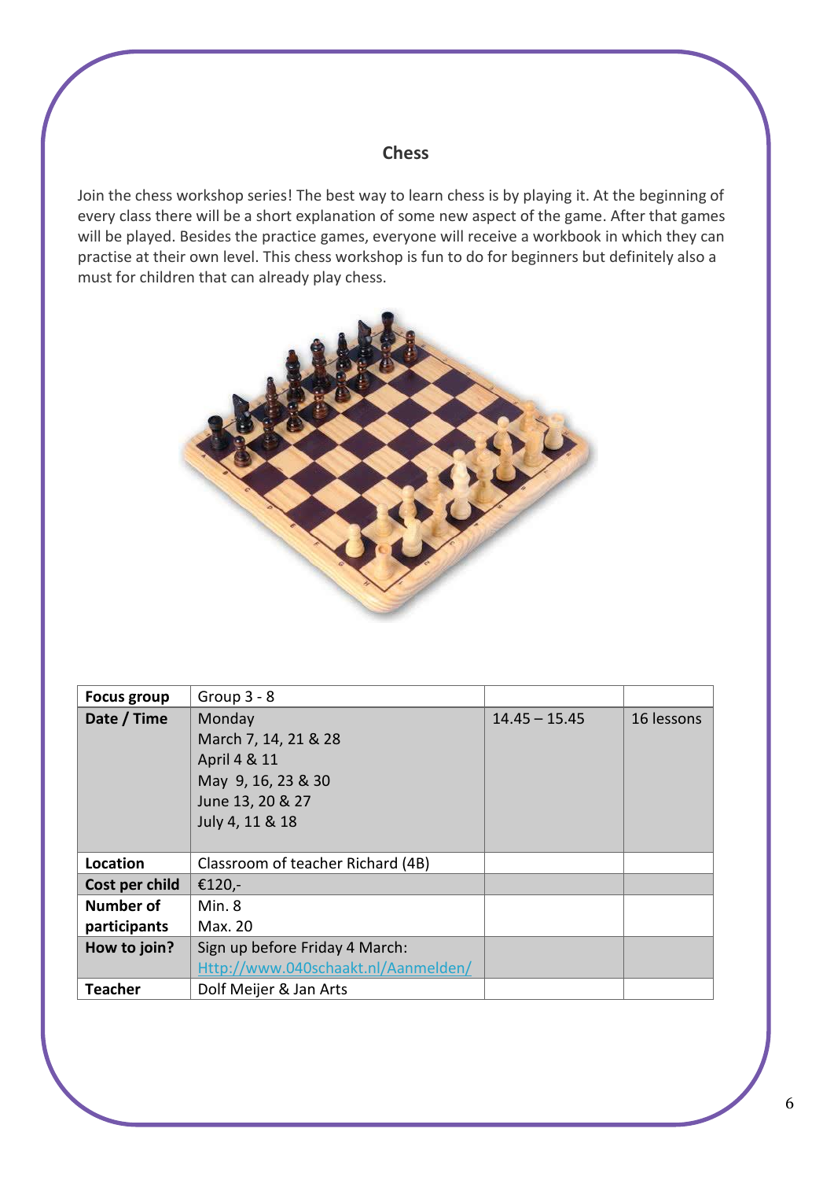## Chess

Join the chess workshop series! The best way to learn chess is by playing it. At the beginning of every class there will be a short explanation of some new aspect of the game. After that games will be played. Besides the practice games, everyone will receive a workbook in which they can practise at their own level. This chess workshop is fun to do for beginners but definitely also a must for children that can already play chess.

| **Focus group** | Group 3 - 8 | | |
|---|---|---|---|
| **Date / Time** | Monday<br>March 7, 14, 21 & 28<br>April 4 & 11<br>May 9, 16, 23 & 30<br>June 13, 20 & 27<br>July 4, 11 & 18 | 14.45 – 15.45 | 16 lessons |
| **Location** | Classroom of teacher Richard (4B) | | |
| **Cost per child** | €120,- | | |
| **Number of participants** | Min. 8<br>Max. 20 | | |
| **How to join?** | Sign up before Friday 4 March:<br>Http://www.040schaakt.nl/Aanmelden/ | | |
| **Teacher** | Dolf Meijer & Jan Arts | | |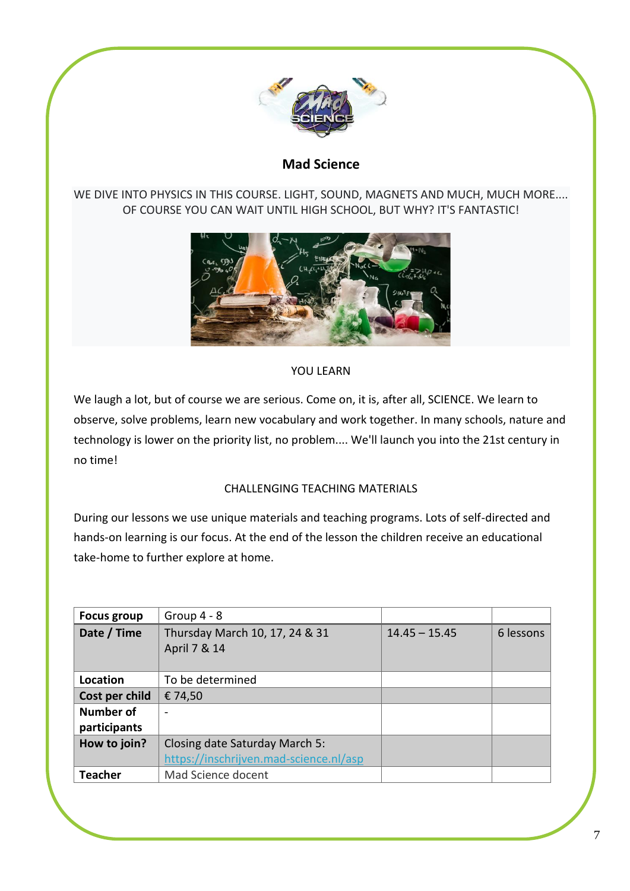## Mad Science

WE DIVE INTO PHYSICS IN THIS COURSE. LIGHT, SOUND, MAGNETS AND MUCH, MUCH MORE.... OF COURSE YOU CAN WAIT UNTIL HIGH SCHOOL, BUT WHY? IT'S FANTASTIC!

YOU LEARN

We laugh a lot, but of course we are serious. Come on, it is, after all, SCIENCE. We learn to observe, solve problems, learn new vocabulary and work together. In many schools, nature and technology is lower on the priority list, no problem.... We'll launch you into the 21st century in no time!

CHALLENGING TEACHING MATERIALS

During our lessons we use unique materials and teaching programs. Lots of self-directed and hands-on learning is our focus. At the end of the lesson the children receive an educational take-home to further explore at home.

| **Focus group** | Group 4 - 8 | | |
|---|---|---|---|
| **Date / Time** | Thursday March 10, 17, 24 & 31<br>April 7 & 14 | 14.45 – 15.45 | 6 lessons |
| **Location** | To be determined | | |
| **Cost per child** | € 74,50 | | |
| **Number of participants** | - | | |
| **How to join?** | Closing date Saturday March 5:<br>https://inschrijven.mad-science.nl/asp | | |
| **Teacher** | Mad Science docent | | |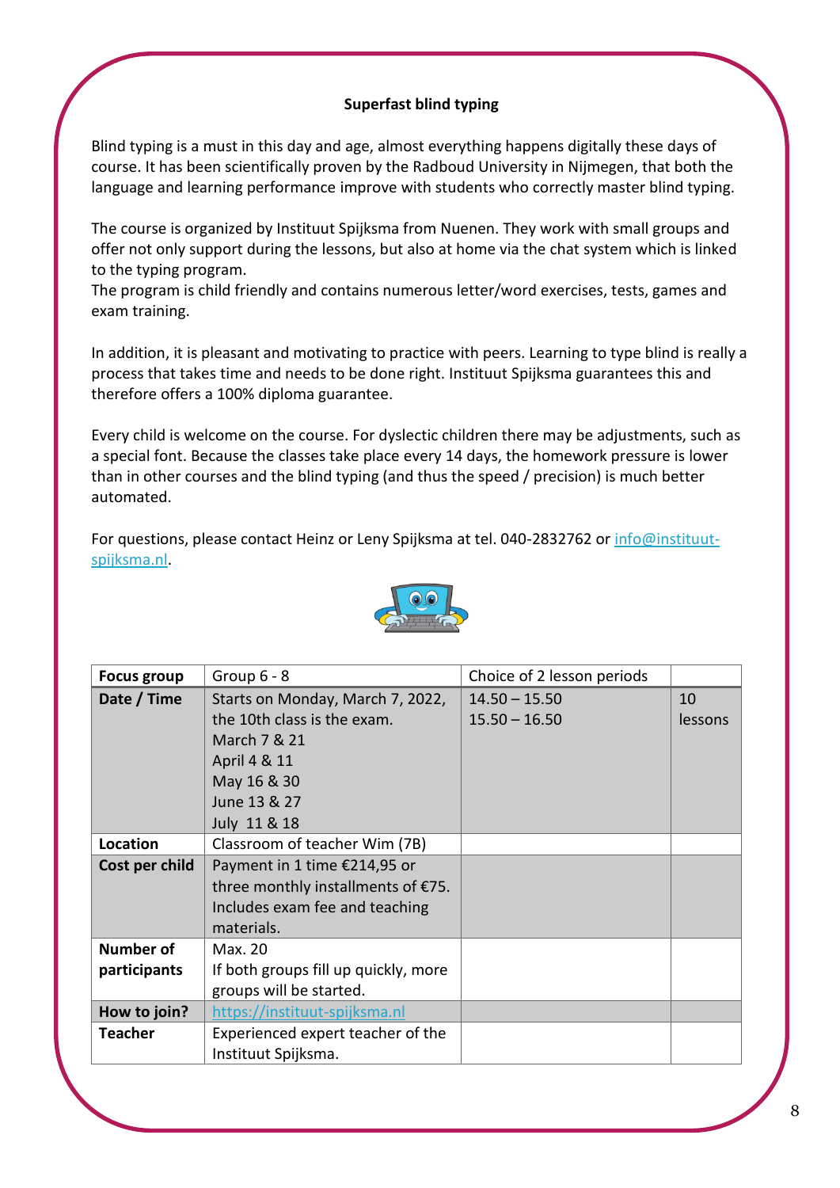**Superfast blind typing**

Blind typing is a must in this day and age, almost everything happens digitally these days of course. It has been scientifically proven by the Radboud University in Nijmegen, that both the language and learning performance improve with students who correctly master blind typing.

The course is organized by Instituut Spijksma from Nuenen. They work with small groups and offer not only support during the lessons, but also at home via the chat system which is linked to the typing program.
The program is child friendly and contains numerous letter/word exercises, tests, games and exam training.

In addition, it is pleasant and motivating to practice with peers. Learning to type blind is really a process that takes time and needs to be done right. Instituut Spijksma guarantees this and therefore offers a 100% diploma guarantee.

Every child is welcome on the course. For dyslectic children there may be adjustments, such as a special font. Because the classes take place every 14 days, the homework pressure is lower than in other courses and the blind typing (and thus the speed / precision) is much better automated.

For questions, please contact Heinz or Leny Spijksma at tel. 040-2832762 or info@instituut-spijksma.nl.

| **Focus group** | Group 6 - 8 | Choice of 2 lesson periods | |
|---|---|---|---|
| **Date / Time** | Starts on Monday, March 7, 2022, the 10th class is the exam.<br>March 7 & 21<br>April 4 & 11<br>May 16 & 30<br>June 13 & 27<br>July 11 & 18 | 14.50 – 15.50<br>15.50 – 16.50 | 10 lessons |
| **Location** | Classroom of teacher Wim (7B) | | |
| **Cost per child** | Payment in 1 time €214,95 or three monthly installments of €75. Includes exam fee and teaching materials. | | |
| **Number of participants** | Max. 20<br>If both groups fill up quickly, more groups will be started. | | |
| **How to join?** | https://instituut-spijksma.nl | | |
| **Teacher** | Experienced expert teacher of the Instituut Spijksma. | | |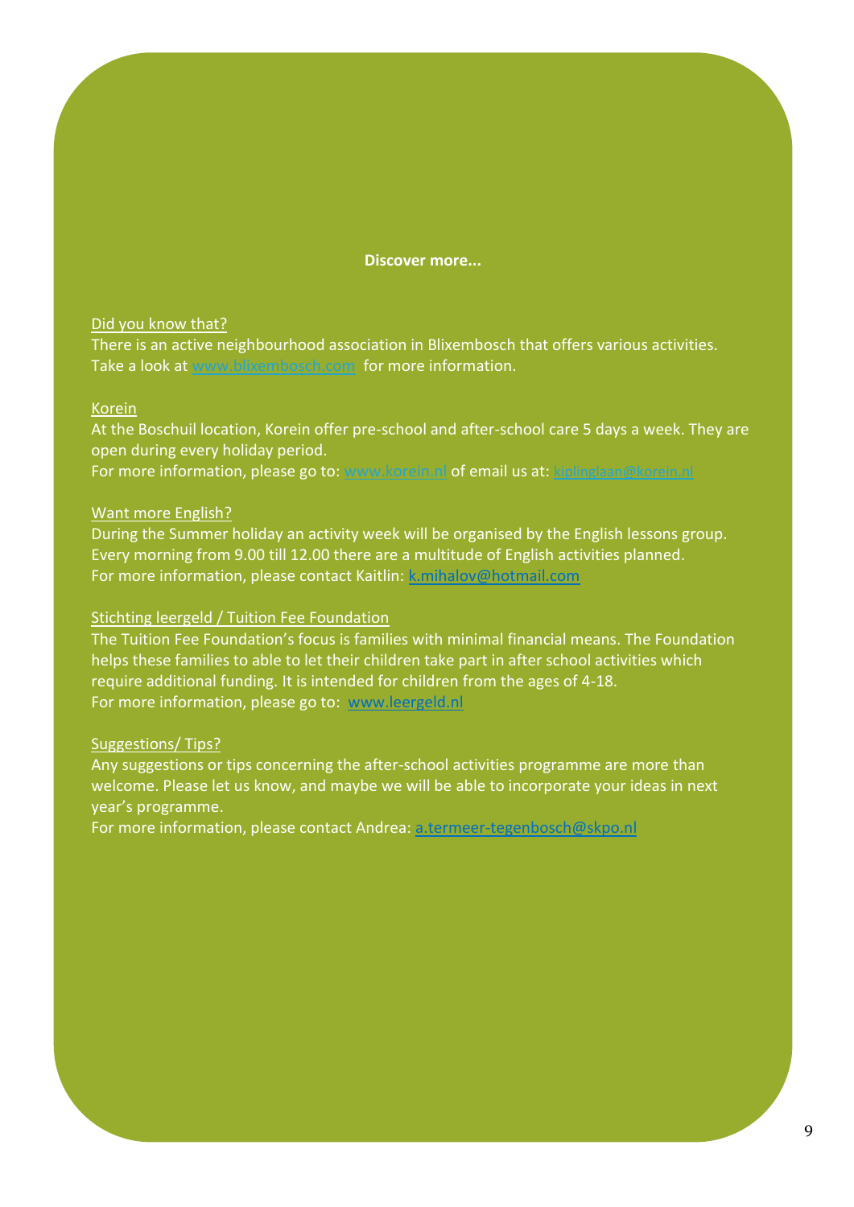**Discover more...**

Did you know that?

There is an active neighbourhood association in Blixembosch that offers various activities. Take a look at www.blixembosch.com for more information.

Korein

At the Boschuil location, Korein offer pre-school and after-school care 5 days a week. They are open during every holiday period.
For more information, please go to: www.korein.nl of email us at: kiplinglaan@korein.nl

Want more English?

During the Summer holiday an activity week will be organised by the English lessons group. Every morning from 9.00 till 12.00 there are a multitude of English activities planned.
For more information, please contact Kaitlin: k.mihalov@hotmail.com

Stichting leergeld / Tuition Fee Foundation

The Tuition Fee Foundation's focus is families with minimal financial means. The Foundation helps these families to able to let their children take part in after school activities which require additional funding. It is intended for children from the ages of 4-18.
For more information, please go to: www.leergeld.nl

Suggestions/ Tips?

Any suggestions or tips concerning the after-school activities programme are more than welcome. Please let us know, and maybe we will be able to incorporate your ideas in next year's programme.
For more information, please contact Andrea: a.termeer-tegenbosch@skpo.nl